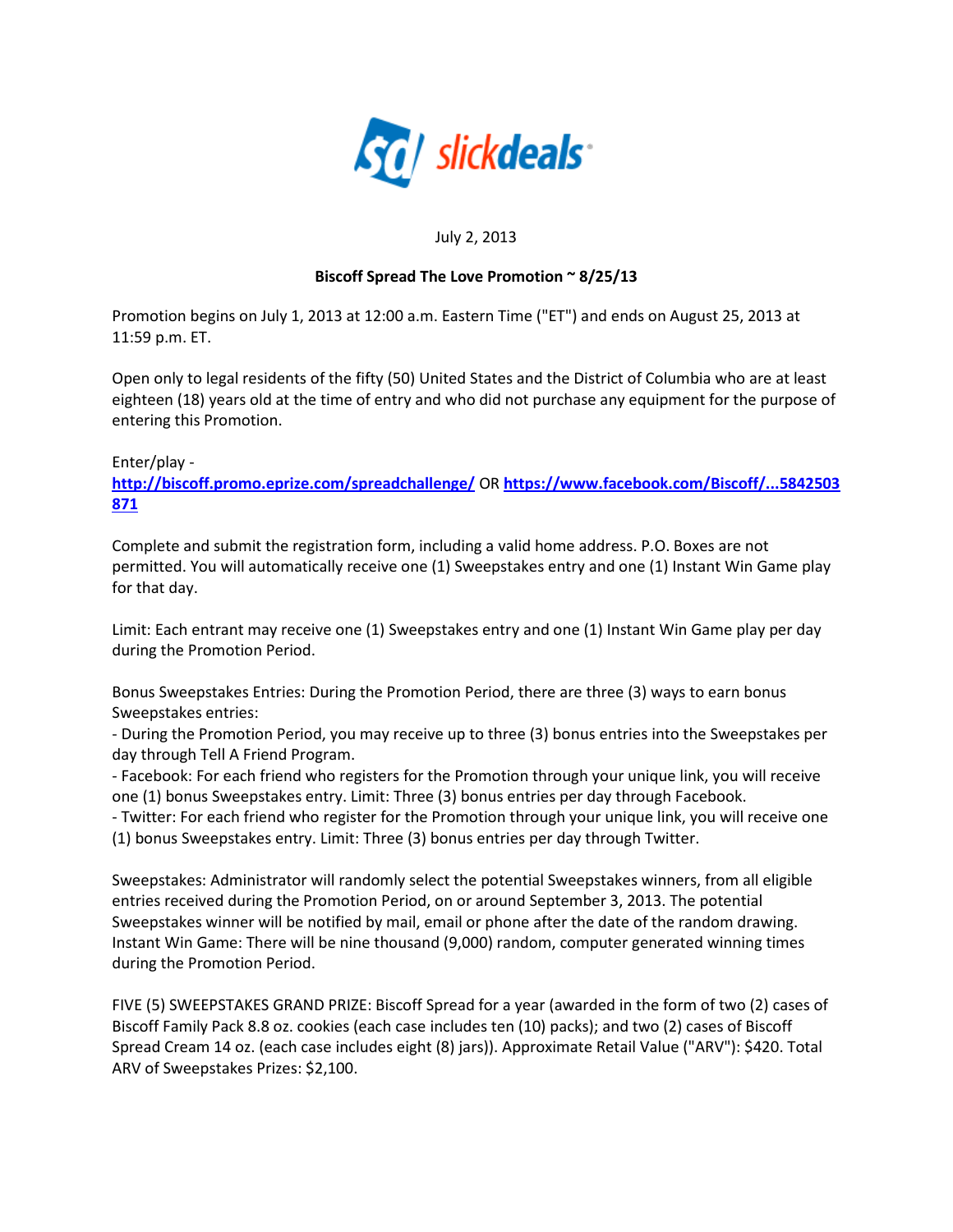slickdeals

July 2, 2013

**Biscoff Spread The Love Promotion ~ 8/25/13**

Promotion begins on July 1, 2013 at 12:00 a.m. Eastern Time ("ET") and ends on August 25, 2013 at 11:59 p.m. ET.

Open only to legal residents of the fifty (50) United States and the District of Columbia who are at least eighteen (18) years old at the time of entry and who did not purchase any equipment for the purpose of entering this Promotion.

Enter/play -
[http://biscoff.promo.eprize.com/spreadchallenge/](http://biscoff.promo.eprize.com/spreadchallenge/) OR [https://www.facebook.com/Biscoff/...5842503871](https://www.facebook.com/Biscoff/...5842503871)

Complete and submit the registration form, including a valid home address. P.O. Boxes are not permitted. You will automatically receive one (1) Sweepstakes entry and one (1) Instant Win Game play for that day.

Limit: Each entrant may receive one (1) Sweepstakes entry and one (1) Instant Win Game play per day during the Promotion Period.

Bonus Sweepstakes Entries: During the Promotion Period, there are three (3) ways to earn bonus Sweepstakes entries:
- During the Promotion Period, you may receive up to three (3) bonus entries into the Sweepstakes per day through Tell A Friend Program.
- Facebook: For each friend who registers for the Promotion through your unique link, you will receive one (1) bonus Sweepstakes entry. Limit: Three (3) bonus entries per day through Facebook.
- Twitter: For each friend who register for the Promotion through your unique link, you will receive one (1) bonus Sweepstakes entry. Limit: Three (3) bonus entries per day through Twitter.

Sweepstakes: Administrator will randomly select the potential Sweepstakes winners, from all eligible entries received during the Promotion Period, on or around September 3, 2013. The potential Sweepstakes winner will be notified by mail, email or phone after the date of the random drawing.
Instant Win Game: There will be nine thousand (9,000) random, computer generated winning times during the Promotion Period.

FIVE (5) SWEEPSTAKES GRAND PRIZE: Biscoff Spread for a year (awarded in the form of two (2) cases of Biscoff Family Pack 8.8 oz. cookies (each case includes ten (10) packs); and two (2) cases of Biscoff Spread Cream 14 oz. (each case includes eight (8) jars)). Approximate Retail Value ("ARV"): $420. Total ARV of Sweepstakes Prizes: $2,100.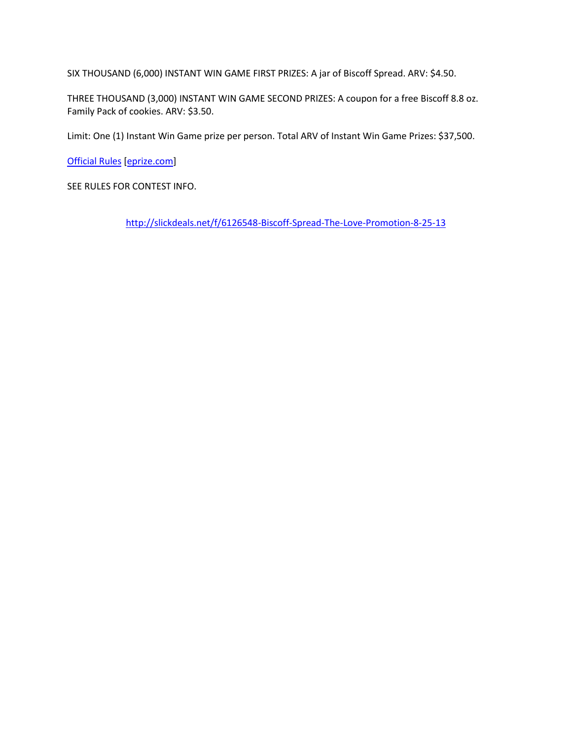SIX THOUSAND (6,000) INSTANT WIN GAME FIRST PRIZES: A jar of Biscoff Spread. ARV: $4.50.

THREE THOUSAND (3,000) INSTANT WIN GAME SECOND PRIZES: A coupon for a free Biscoff 8.8 oz. Family Pack of cookies. ARV: $3.50.

Limit: One (1) Instant Win Game prize per person. Total ARV of Instant Win Game Prizes: $37,500.

Official Rules [eprize.com]

SEE RULES FOR CONTEST INFO.

http://slickdeals.net/f/6126548-Biscoff-Spread-The-Love-Promotion-8-25-13